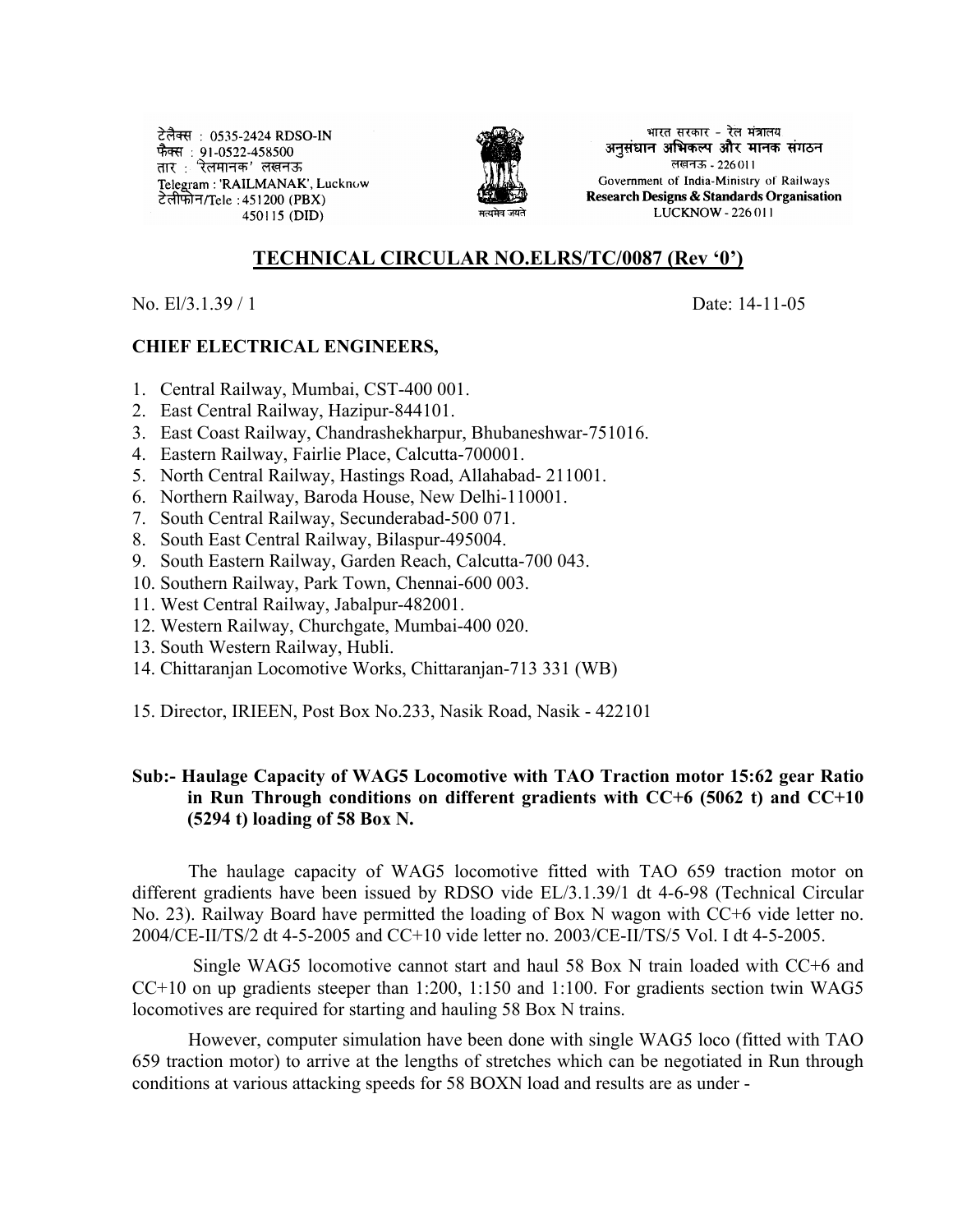टेलैक्स : 0535-2424 RDSO-IN
फैक्स : 91-0522-458500
तार : 'रेलमानक' लखनऊ
Telegram : 'RAILMANAK', Lucknow
टेलीफोन/Tele : 451200 (PBX)
450115 (DID)

सत्यमेव जयते

भारत सरकार - रेल मंत्रालय
अनुसंधान अभिकल्प और मानक संगठन
लखनऊ - 226011
Government of India-Ministry of Railways
Research Designs & Standards Organisation
LUCKNOW - 226011

## TECHNICAL CIRCULAR NO.ELRS/TC/0087 (Rev '0')

No. El/3.1.39 / 1 Date: 14-11-05

**CHIEF ELECTRICAL ENGINEERS,**

1. Central Railway, Mumbai, CST-400 001.
2. East Central Railway, Hazipur-844101.
3. East Coast Railway, Chandrashekharpur, Bhubaneshwar-751016.
4. Eastern Railway, Fairlie Place, Calcutta-700001.
5. North Central Railway, Hastings Road, Allahabad- 211001.
6. Northern Railway, Baroda House, New Delhi-110001.
7. South Central Railway, Secunderabad-500 071.
8. South East Central Railway, Bilaspur-495004.
9. South Eastern Railway, Garden Reach, Calcutta-700 043.
10. Southern Railway, Park Town, Chennai-600 003.
11. West Central Railway, Jabalpur-482001.
12. Western Railway, Churchgate, Mumbai-400 020.
13. South Western Railway, Hubli.
14. Chittaranjan Locomotive Works, Chittaranjan-713 331 (WB)

15. Director, IRIEEN, Post Box No.233, Nasik Road, Nasik - 422101

**Sub:- Haulage Capacity of WAG5 Locomotive with TAO Traction motor 15:62 gear Ratio in Run Through conditions on different gradients with CC+6 (5062 t) and CC+10 (5294 t) loading of 58 Box N.**

The haulage capacity of WAG5 locomotive fitted with TAO 659 traction motor on different gradients have been issued by RDSO vide EL/3.1.39/1 dt 4-6-98 (Technical Circular No. 23). Railway Board have permitted the loading of Box N wagon with CC+6 vide letter no. 2004/CE-II/TS/2 dt 4-5-2005 and CC+10 vide letter no. 2003/CE-II/TS/5 Vol. I dt 4-5-2005.

Single WAG5 locomotive cannot start and haul 58 Box N train loaded with CC+6 and CC+10 on up gradients steeper than 1:200, 1:150 and 1:100. For gradients section twin WAG5 locomotives are required for starting and hauling 58 Box N trains.

However, computer simulation have been done with single WAG5 loco (fitted with TAO 659 traction motor) to arrive at the lengths of stretches which can be negotiated in Run through conditions at various attacking speeds for 58 BOXN load and results are as under -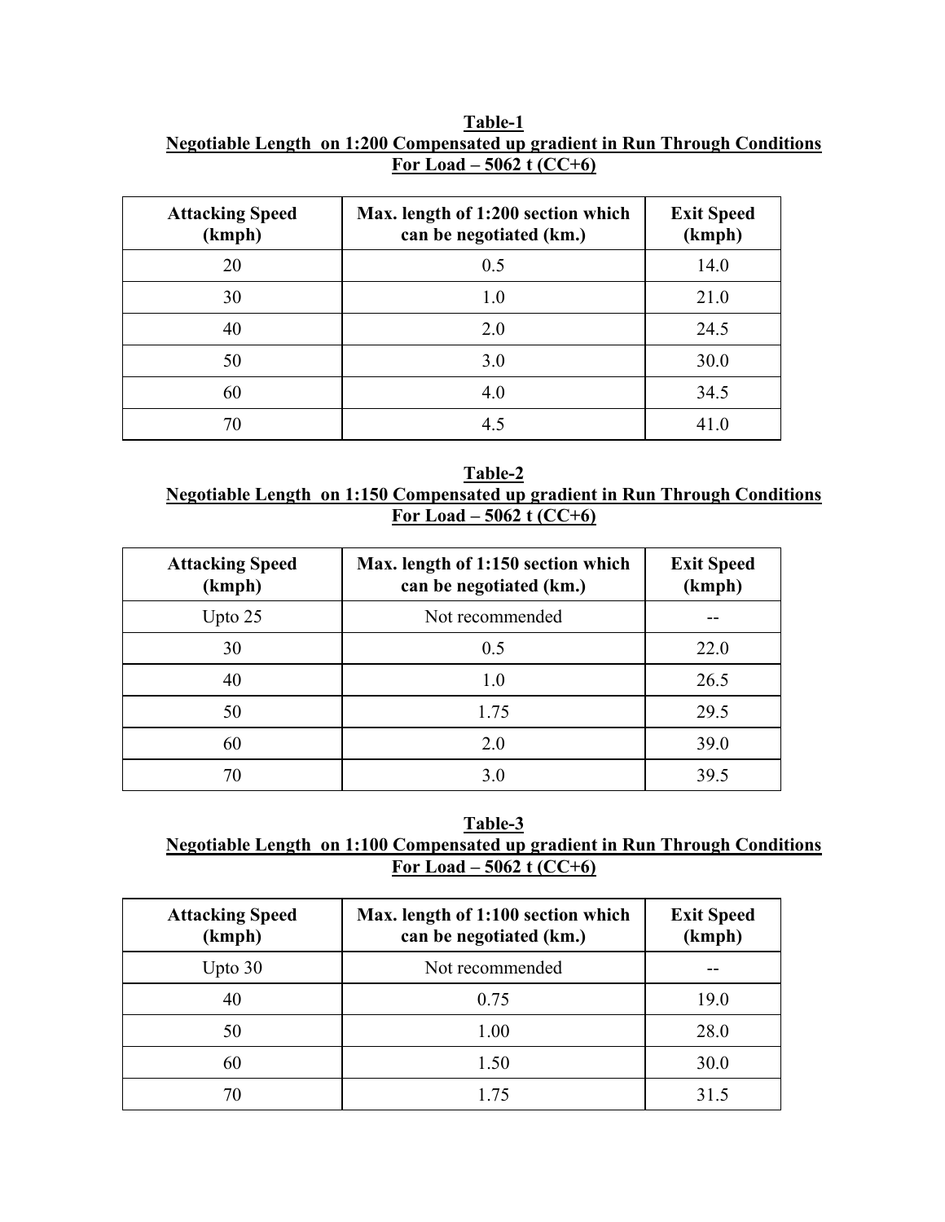**Table-1**

**Negotiable Length on 1:200 Compensated up gradient in Run Through Conditions For Load – 5062 t (CC+6)**

| Attacking Speed (kmph) | Max. length of 1:200 section which can be negotiated (km.) | Exit Speed (kmph) |
|---|---|---|
| 20 | 0.5 | 14.0 |
| 30 | 1.0 | 21.0 |
| 40 | 2.0 | 24.5 |
| 50 | 3.0 | 30.0 |
| 60 | 4.0 | 34.5 |
| 70 | 4.5 | 41.0 |

**Table-2**

**Negotiable Length on 1:150 Compensated up gradient in Run Through Conditions For Load – 5062 t (CC+6)**

| Attacking Speed (kmph) | Max. length of 1:150 section which can be negotiated (km.) | Exit Speed (kmph) |
|---|---|---|
| Upto 25 | Not recommended | -- |
| 30 | 0.5 | 22.0 |
| 40 | 1.0 | 26.5 |
| 50 | 1.75 | 29.5 |
| 60 | 2.0 | 39.0 |
| 70 | 3.0 | 39.5 |

**Table-3**

**Negotiable Length on 1:100 Compensated up gradient in Run Through Conditions For Load – 5062 t (CC+6)**

| Attacking Speed (kmph) | Max. length of 1:100 section which can be negotiated (km.) | Exit Speed (kmph) |
|---|---|---|
| Upto 30 | Not recommended | -- |
| 40 | 0.75 | 19.0 |
| 50 | 1.00 | 28.0 |
| 60 | 1.50 | 30.0 |
| 70 | 1.75 | 31.5 |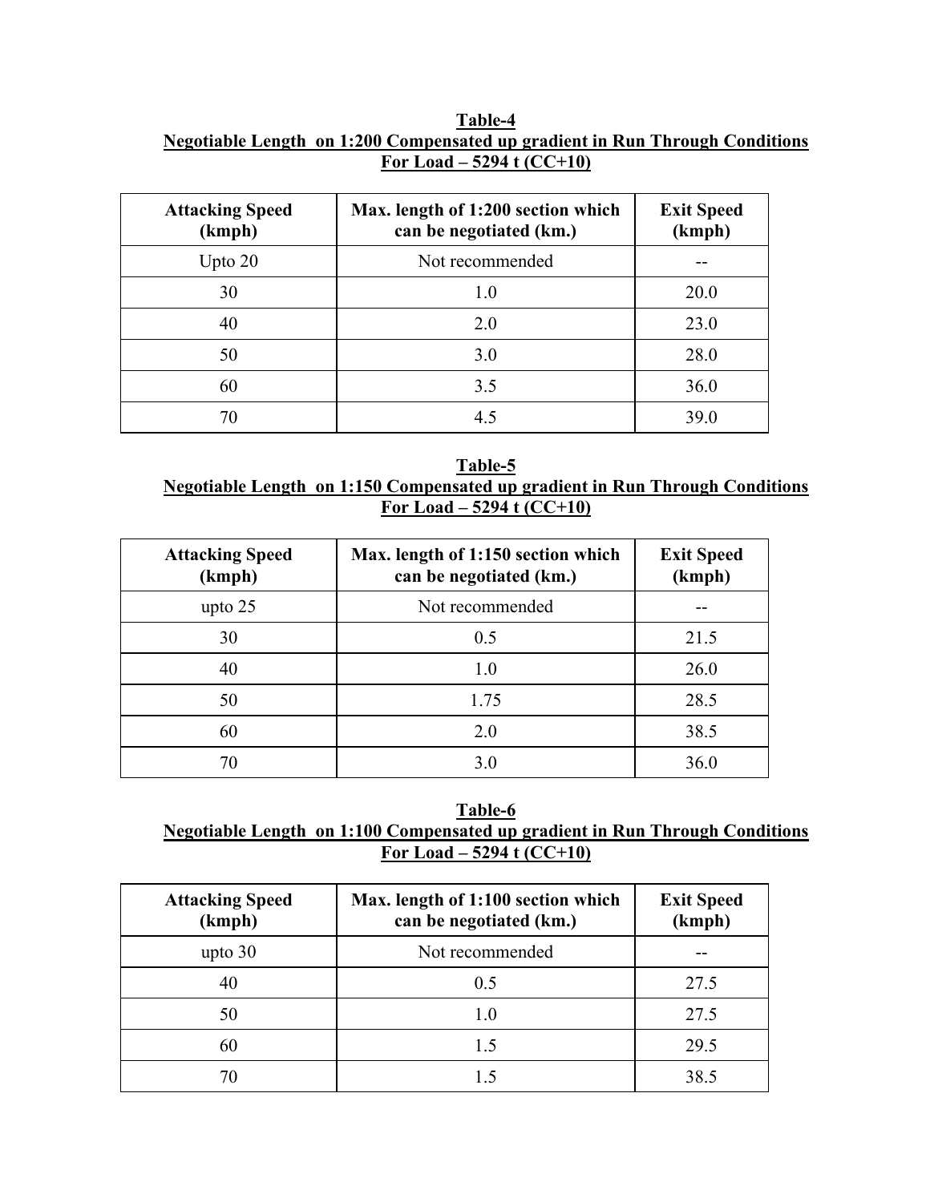**Table-4**

**Negotiable Length on 1:200 Compensated up gradient in Run Through Conditions For Load – 5294 t (CC+10)**

| Attacking Speed (kmph) | Max. length of 1:200 section which can be negotiated (km.) | Exit Speed (kmph) |
|---|---|---|
| Upto 20 | Not recommended | -- |
| 30 | 1.0 | 20.0 |
| 40 | 2.0 | 23.0 |
| 50 | 3.0 | 28.0 |
| 60 | 3.5 | 36.0 |
| 70 | 4.5 | 39.0 |

**Table-5**

**Negotiable Length on 1:150 Compensated up gradient in Run Through Conditions For Load – 5294 t (CC+10)**

| Attacking Speed (kmph) | Max. length of 1:150 section which can be negotiated (km.) | Exit Speed (kmph) |
|---|---|---|
| upto 25 | Not recommended | -- |
| 30 | 0.5 | 21.5 |
| 40 | 1.0 | 26.0 |
| 50 | 1.75 | 28.5 |
| 60 | 2.0 | 38.5 |
| 70 | 3.0 | 36.0 |

**Table-6**

**Negotiable Length on 1:100 Compensated up gradient in Run Through Conditions For Load – 5294 t (CC+10)**

| Attacking Speed (kmph) | Max. length of 1:100 section which can be negotiated (km.) | Exit Speed (kmph) |
|---|---|---|
| upto 30 | Not recommended | -- |
| 40 | 0.5 | 27.5 |
| 50 | 1.0 | 27.5 |
| 60 | 1.5 | 29.5 |
| 70 | 1.5 | 38.5 |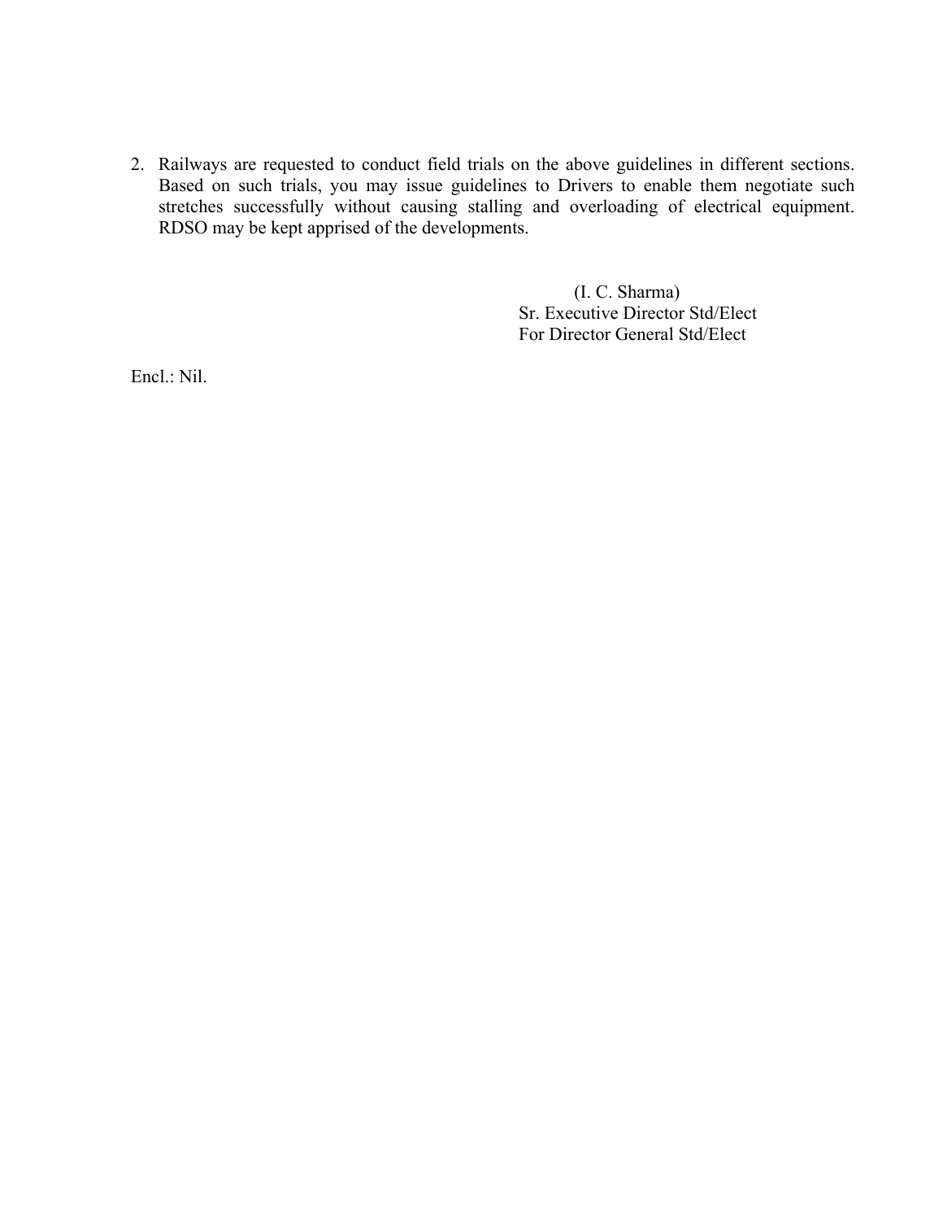2. Railways are requested to conduct field trials on the above guidelines in different sections. Based on such trials, you may issue guidelines to Drivers to enable them negotiate such stretches successfully without causing stalling and overloading of electrical equipment. RDSO may be kept apprised of the developments.

(I. C. Sharma)
Sr. Executive Director Std/Elect
For Director General Std/Elect

Encl.: Nil.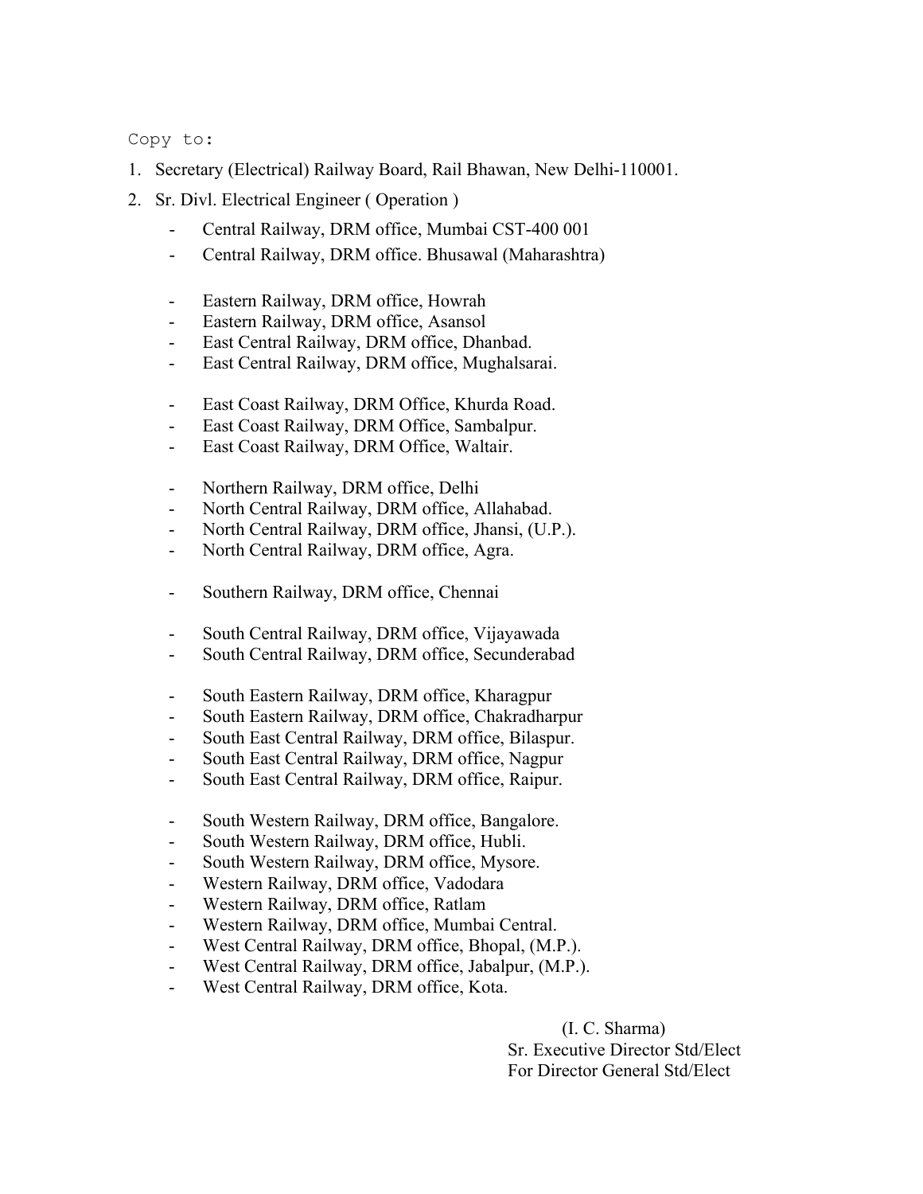Copy to:

1. Secretary (Electrical) Railway Board, Rail Bhawan, New Delhi-110001.
2. Sr. Divl. Electrical Engineer ( Operation )
   - Central Railway, DRM office, Mumbai CST-400 001
   - Central Railway, DRM office. Bhusawal (Maharashtra)

   - Eastern Railway, DRM office, Howrah
   - Eastern Railway, DRM office, Asansol
   - East Central Railway, DRM office, Dhanbad.
   - East Central Railway, DRM office, Mughalsarai.

   - East Coast Railway, DRM Office, Khurda Road.
   - East Coast Railway, DRM Office, Sambalpur.
   - East Coast Railway, DRM Office, Waltair.

   - Northern Railway, DRM office, Delhi
   - North Central Railway, DRM office, Allahabad.
   - North Central Railway, DRM office, Jhansi, (U.P.).
   - North Central Railway, DRM office, Agra.

   - Southern Railway, DRM office, Chennai

   - South Central Railway, DRM office, Vijayawada
   - South Central Railway, DRM office, Secunderabad

   - South Eastern Railway, DRM office, Kharagpur
   - South Eastern Railway, DRM office, Chakradharpur
   - South East Central Railway, DRM office, Bilaspur.
   - South East Central Railway, DRM office, Nagpur
   - South East Central Railway, DRM office, Raipur.

   - South Western Railway, DRM office, Bangalore.
   - South Western Railway, DRM office, Hubli.
   - South Western Railway, DRM office, Mysore.
   - Western Railway, DRM office, Vadodara
   - Western Railway, DRM office, Ratlam
   - Western Railway, DRM office, Mumbai Central.
   - West Central Railway, DRM office, Bhopal, (M.P.).
   - West Central Railway, DRM office, Jabalpur, (M.P.).
   - West Central Railway, DRM office, Kota.

(I. C. Sharma)
Sr. Executive Director Std/Elect
For Director General Std/Elect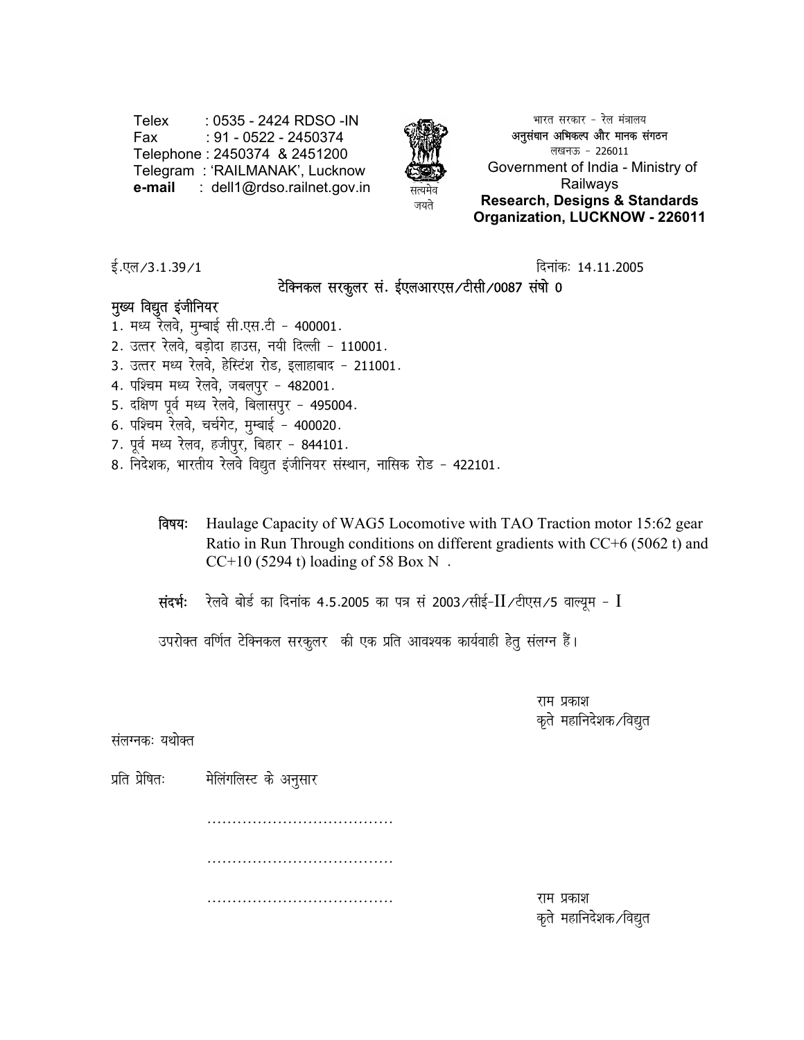Telex : 0535 - 2424 RDSO -IN
Fax : 91 - 0522 - 2450374
Telephone : 2450374 & 2451200
Telegram : 'RAILMANAK', Lucknow
**e-mail** : dell1@rdso.railnet.gov.in

सत्यमेव जयते

भारत सरकार - रेल मंत्रालय
**अनुसंधान अभिकल्प और मानक संगठन**
लखनऊ - 226011
Government of India - Ministry of Railways
**Research, Designs & Standards Organization, LUCKNOW - 226011**

ई.एल/3.1.39/1 दिनांकः 14.11.2005

टेक्निकल सरकुलर सं. ईएलआरएस/टीसी/0087 संषो 0

मुख्य विद्युत इंजीनियर

1. मध्य रेलवे, मुम्बाई सी.एस.टी - 400001.
2. उत्तर रेलवे, बड़ोदा हाउस, नयी दिल्ली - 110001.
3. उत्तर मध्य रेलवे, हेस्टिंश रोड, इलाहाबाद - 211001.
4. पश्चिम मध्य रेलवे, जबलपुर - 482001.
5. दक्षिण पूर्व मध्य रेलवे, बिलासपुर - 495004.
6. पश्चिम रेलवे, चर्चगेट, मुम्बाई - 400020.
7. पूर्व मध्य रेलव, हजीपुर, बिहार - 844101.
8. निदेशक, भारतीय रेलवे विद्युत इंजीनियर संस्थान, नासिक रोड - 422101.

**विषयः** Haulage Capacity of WAG5 Locomotive with TAO Traction motor 15:62 gear Ratio in Run Through conditions on different gradients with CC+6 (5062 t) and CC+10 (5294 t) loading of 58 Box N .

**संदर्भः** रेलवे बोर्ड का दिनांक 4.5.2005 का पत्र सं 2003/सीई-II/टीएस/5 वाल्यूम - I

उपरोक्त वर्णित टेक्निकल सरकुलर की एक प्रति आवश्यक कार्यवाही हेतु संलग्न हैं।

राम प्रकाश
कृते महानिदेशक/विद्युत

संलग्नकः यथोक्त

प्रति प्रेषितः मेलिंगलिस्ट के अनुसार

………………………………

………………………………

………………………………

राम प्रकाश
कृते महानिदेशक/विद्युत